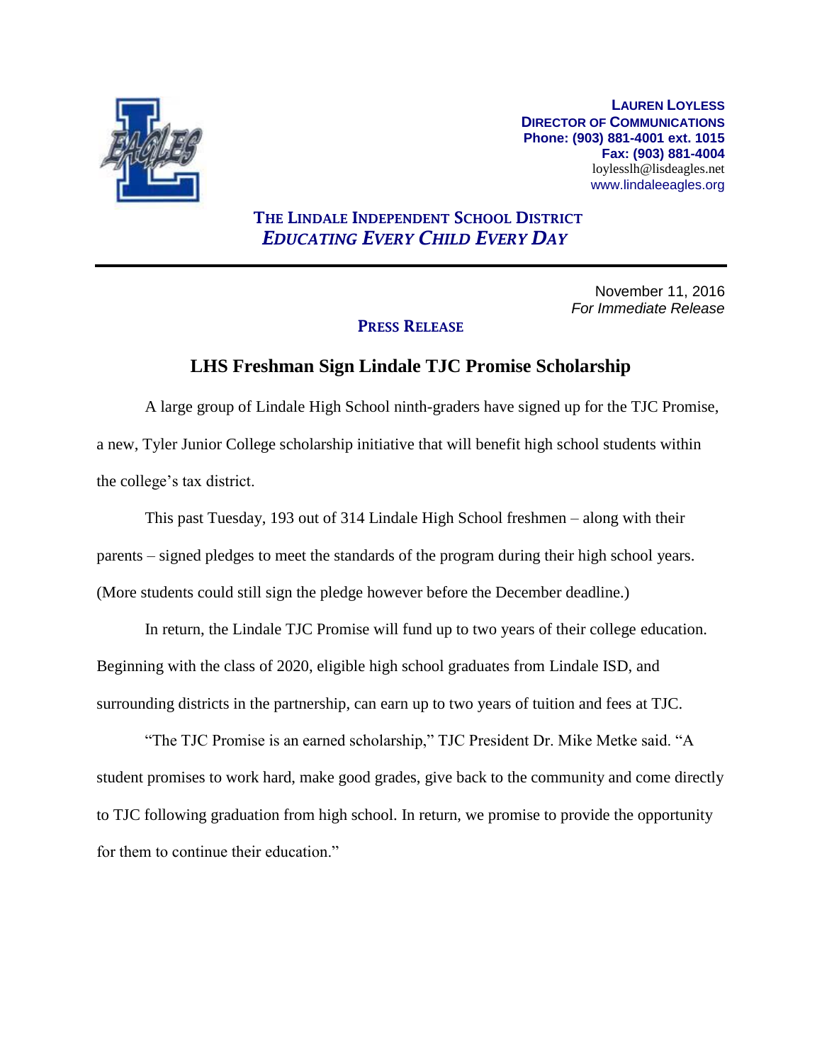**Lauren Loyless**
**Director of Communications**
**Phone: (903) 881-4001 ext. 1015**
**Fax: (903) 881-4004**
loylesslh@lisdeagles.net
www.lindaleeagles.org

**The Lindale Independent School District**
***Educating Every Child Every Day***

---

November 11, 2016
*For Immediate Release*

**Press Release**

# LHS Freshman Sign Lindale TJC Promise Scholarship

A large group of Lindale High School ninth-graders have signed up for the TJC Promise, a new, Tyler Junior College scholarship initiative that will benefit high school students within the college's tax district.

This past Tuesday, 193 out of 314 Lindale High School freshmen – along with their parents – signed pledges to meet the standards of the program during their high school years. (More students could still sign the pledge however before the December deadline.)

In return, the Lindale TJC Promise will fund up to two years of their college education. Beginning with the class of 2020, eligible high school graduates from Lindale ISD, and surrounding districts in the partnership, can earn up to two years of tuition and fees at TJC.

"The TJC Promise is an earned scholarship," TJC President Dr. Mike Metke said. "A student promises to work hard, make good grades, give back to the community and come directly to TJC following graduation from high school. In return, we promise to provide the opportunity for them to continue their education."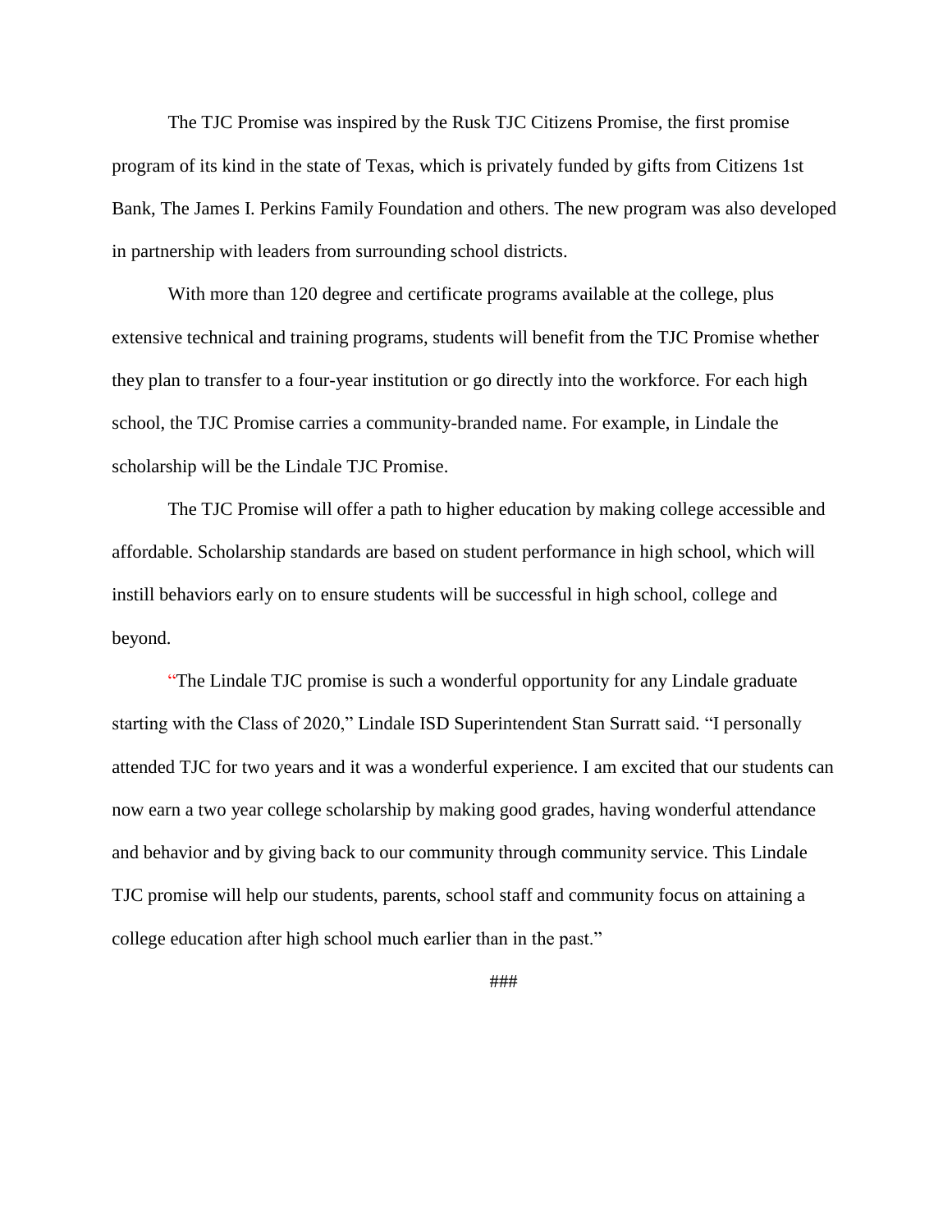The TJC Promise was inspired by the Rusk TJC Citizens Promise, the first promise program of its kind in the state of Texas, which is privately funded by gifts from Citizens 1st Bank, The James I. Perkins Family Foundation and others. The new program was also developed in partnership with leaders from surrounding school districts.

With more than 120 degree and certificate programs available at the college, plus extensive technical and training programs, students will benefit from the TJC Promise whether they plan to transfer to a four-year institution or go directly into the workforce. For each high school, the TJC Promise carries a community-branded name. For example, in Lindale the scholarship will be the Lindale TJC Promise.

The TJC Promise will offer a path to higher education by making college accessible and affordable. Scholarship standards are based on student performance in high school, which will instill behaviors early on to ensure students will be successful in high school, college and beyond.

"The Lindale TJC promise is such a wonderful opportunity for any Lindale graduate starting with the Class of 2020," Lindale ISD Superintendent Stan Surratt said. "I personally attended TJC for two years and it was a wonderful experience. I am excited that our students can now earn a two year college scholarship by making good grades, having wonderful attendance and behavior and by giving back to our community through community service. This Lindale TJC promise will help our students, parents, school staff and community focus on attaining a college education after high school much earlier than in the past."

###